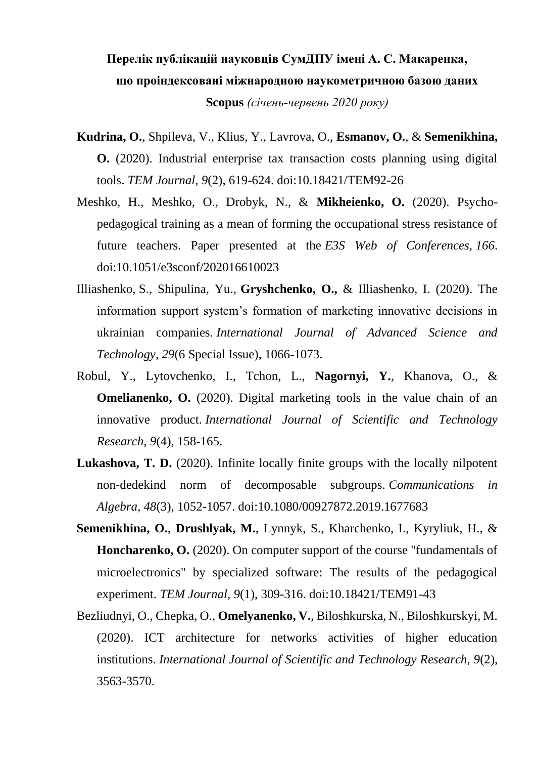**Перелік публікацій науковців СумДПУ імені А. С. Макаренка, що проіндексовані міжнародною наукометричною базою даних Scopus** *(січень-червень 2020 року)*

**Kudrina, O.**, Shpileva, V., Klius, Y., Lavrova, O., **Esmanov, O.**, & **Semenikhina, O.** (2020). Industrial enterprise tax transaction costs planning using digital tools. *TEM Journal, 9*(2), 619-624. doi:10.18421/TEM92-26

Meshko, H., Meshko, O., Drobyk, N., & **Mikheienko, O.** (2020). Psycho-pedagogical training as a mean of forming the occupational stress resistance of future teachers. Paper presented at the *E3S Web of Conferences, 166*. doi:10.1051/e3sconf/202016610023

Illiashenko, S., Shipulina, Yu., **Gryshchenko, O.,** & Illiashenko, I. (2020). The information support system's formation of marketing innovative decisions in ukrainian companies. *International Journal of Advanced Science and Technology, 29*(6 Special Issue), 1066-1073.

Robul, Y., Lytovchenko, I., Tchon, L., **Nagornyi, Y.**, Khanova, O., & **Omelianenko, O.** (2020). Digital marketing tools in the value chain of an innovative product. *International Journal of Scientific and Technology Research, 9*(4), 158-165.

**Lukashova, T. D.** (2020). Infinite locally finite groups with the locally nilpotent non-dedekind norm of decomposable subgroups. *Communications in Algebra, 48*(3), 1052-1057. doi:10.1080/00927872.2019.1677683

**Semenikhina, O.**, **Drushlyak, M.**, Lynnyk, S., Kharchenko, I., Kyryliuk, H., & **Honcharenko, O.** (2020). On computer support of the course "fundamentals of microelectronics" by specialized software: The results of the pedagogical experiment. *TEM Journal, 9*(1), 309-316. doi:10.18421/TEM91-43

Bezliudnyi, O., Chepka, O., **Omelyanenko, V.**, Biloshkurska, N., Biloshkurskyi, M. (2020). ICT architecture for networks activities of higher education institutions. *International Journal of Scientific and Technology Research, 9*(2), 3563-3570.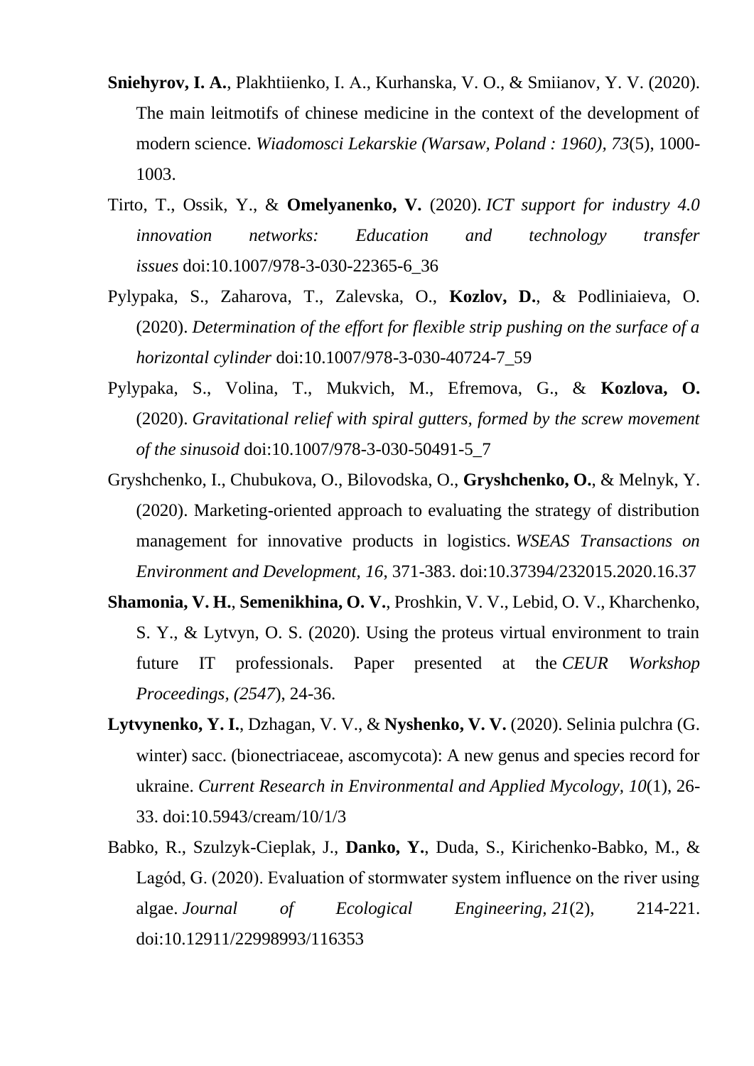**Sniehyrov, I. A.**, Plakhtiienko, I. A., Kurhanska, V. O., & Smiianov, Y. V. (2020). The main leitmotifs of chinese medicine in the context of the development of modern science. *Wiadomosci Lekarskie (Warsaw, Poland : 1960), 73*(5), 1000-1003.

Tirto, T., Ossik, Y., & **Omelyanenko, V.** (2020). *ICT support for industry 4.0 innovation networks: Education and technology transfer issues* doi:10.1007/978-3-030-22365-6_36

Pylypaka, S., Zaharova, T., Zalevska, O., **Kozlov, D.**, & Podliniaieva, O. (2020). *Determination of the effort for flexible strip pushing on the surface of a horizontal cylinder* doi:10.1007/978-3-030-40724-7_59

Pylypaka, S., Volina, T., Mukvich, M., Efremova, G., & **Kozlova, O.** (2020). *Gravitational relief with spiral gutters, formed by the screw movement of the sinusoid* doi:10.1007/978-3-030-50491-5_7

Gryshchenko, I., Chubukova, O., Bilovodska, O., **Gryshchenko, O.**, & Melnyk, Y. (2020). Marketing-oriented approach to evaluating the strategy of distribution management for innovative products in logistics. *WSEAS Transactions on Environment and Development, 16*, 371-383. doi:10.37394/232015.2020.16.37

**Shamonia, V. H.**, **Semenikhina, O. V.**, Proshkin, V. V., Lebid, O. V., Kharchenko, S. Y., & Lytvyn, O. S. (2020). Using the proteus virtual environment to train future IT professionals. Paper presented at the *CEUR Workshop Proceedings, (2547*), 24-36.

**Lytvynenko, Y. I.**, Dzhagan, V. V., & **Nyshenko, V. V.** (2020). Selinia pulchra (G. winter) sacc. (bionectriaceae, ascomycota): A new genus and species record for ukraine. *Current Research in Environmental and Applied Mycology, 10*(1), 26-33. doi:10.5943/cream/10/1/3

Babko, R., Szulzyk-Cieplak, J., **Danko, Y.**, Duda, S., Kirichenko-Babko, M., & Lagód, G. (2020). Evaluation of stormwater system influence on the river using algae. *Journal of Ecological Engineering, 21*(2), 214-221. doi:10.12911/22998993/116353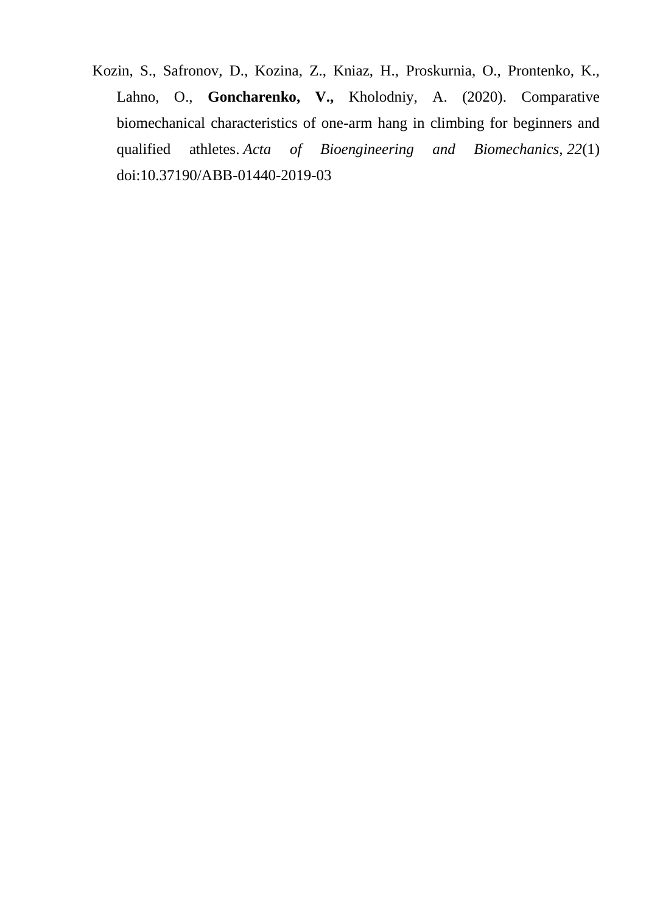Kozin, S., Safronov, D., Kozina, Z., Kniaz, H., Proskurnia, O., Prontenko, K., Lahno, O., **Goncharenko, V.,** Kholodniy, A. (2020). Comparative biomechanical characteristics of one-arm hang in climbing for beginners and qualified athletes. *Acta of Bioengineering and Biomechanics, 22*(1) doi:10.37190/ABB-01440-2019-03